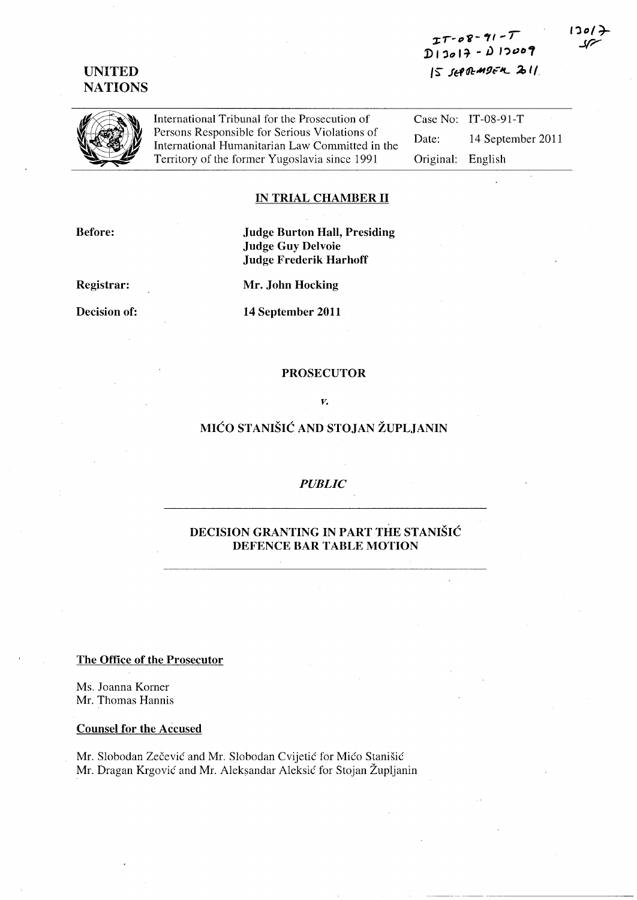IT-08-91-T
D13017 - D13009
15 SEPTEMBER 2011

13017
SF

UNITED NATIONS

International Tribunal for the Prosecution of Persons Responsible for Serious Violations of International Humanitarian Law Committed in the Territory of the former Yugoslavia since 1991

Case No: IT-08-91-T
Date: 14 September 2011
Original: English

## IN TRIAL CHAMBER II

**Before:** **Judge Burton Hall, Presiding**
**Judge Guy Delvoie**
**Judge Frederik Harhoff**

**Registrar:** **Mr. John Hocking**

**Decision of:** **14 September 2011**

**PROSECUTOR**

*v.*

**MIĆO STANIŠIĆ AND STOJAN ŽUPLJANIN**

***PUBLIC***

**DECISION GRANTING IN PART THE STANIŠIĆ DEFENCE BAR TABLE MOTION**

**The Office of the Prosecutor**

Ms. Joanna Korner
Mr. Thomas Hannis

**Counsel for the Accused**

Mr. Slobodan Zečević and Mr. Slobodan Cvijetić for Mićo Stanišić
Mr. Dragan Krgović and Mr. Aleksandar Aleksić for Stojan Župljanin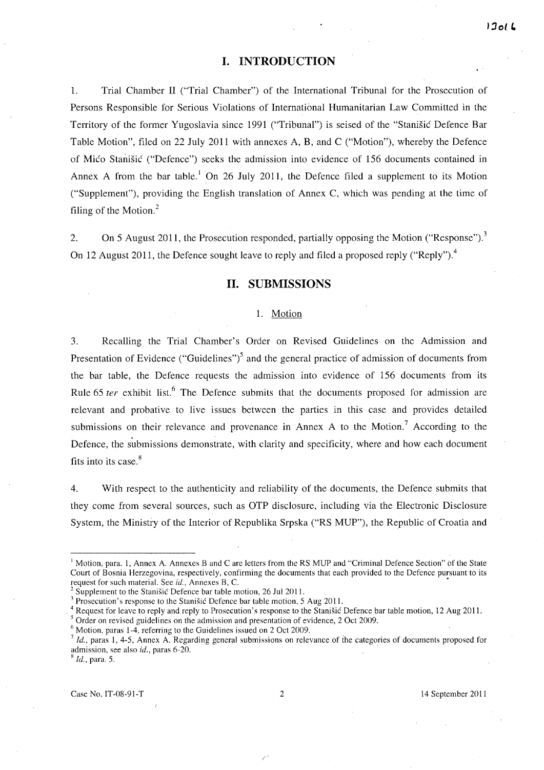# I. INTRODUCTION

1. Trial Chamber II ("Trial Chamber") of the International Tribunal for the Prosecution of Persons Responsible for Serious Violations of International Humanitarian Law Committed in the Territory of the former Yugoslavia since 1991 ("Tribunal") is seised of the "Stanišić Defence Bar Table Motion", filed on 22 July 2011 with annexes A, B, and C ("Motion"), whereby the Defence of Mićo Stanišić ("Defence") seeks the admission into evidence of 156 documents contained in Annex A from the bar table.[1] On 26 July 2011, the Defence filed a supplement to its Motion ("Supplement"), providing the English translation of Annex C, which was pending at the time of filing of the Motion.[2]

2. On 5 August 2011, the Prosecution responded, partially opposing the Motion ("Response").[3] On 12 August 2011, the Defence sought leave to reply and filed a proposed reply ("Reply").[4]

# II. SUBMISSIONS

## 1. Motion

3. Recalling the Trial Chamber's Order on Revised Guidelines on the Admission and Presentation of Evidence ("Guidelines")[5] and the general practice of admission of documents from the bar table, the Defence requests the admission into evidence of 156 documents from its Rule 65 *ter* exhibit list.[6] The Defence submits that the documents proposed for admission are relevant and probative to live issues between the parties in this case and provides detailed submissions on their relevance and provenance in Annex A to the Motion.[7] According to the Defence, the submissions demonstrate, with clarity and specificity, where and how each document fits into its case.[8]

4. With respect to the authenticity and reliability of the documents, the Defence submits that they come from several sources, such as OTP disclosure, including via the Electronic Disclosure System, the Ministry of the Interior of Republika Srpska ("RS MUP"), the Republic of Croatia and

---

[1] Motion, para. 1, Annex A. Annexes B and C are letters from the RS MUP and "Criminal Defence Section" of the State Court of Bosnia Herzegovina, respectively, confirming the documents that each provided to the Defence pursuant to its request for such material. See *id.*, Annexes B, C.

[2] Supplement to the Stanišić Defence bar table motion, 26 Jul 2011.

[3] Prosecution's response to the Stanišić Defence bar table motion, 5 Aug 2011.

[4] Request for leave to reply and reply to Prosecution's response to the Stanišić Defence bar table motion, 12 Aug 2011.

[5] Order on revised guidelines on the admission and presentation of evidence, 2 Oct 2009.

[6] Motion, paras 1-4, referring to the Guidelines issued on 2 Oct 2009.

[7] *Id.*, paras 1, 4-5, Annex A. Regarding general submissions on relevance of the categories of documents proposed for admission, see also *id.*, paras 6-20.

[8] *Id.*, para. 5.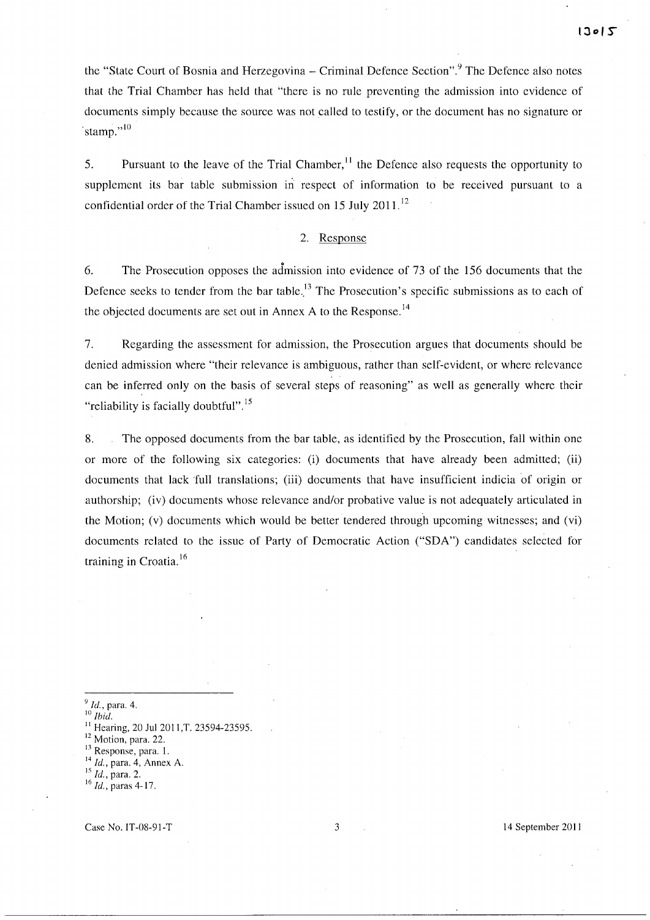the "State Court of Bosnia and Herzegovina – Criminal Defence Section".[9] The Defence also notes that the Trial Chamber has held that "there is no rule preventing the admission into evidence of documents simply because the source was not called to testify, or the document has no signature or stamp."[10]

5. Pursuant to the leave of the Trial Chamber,[11] the Defence also requests the opportunity to supplement its bar table submission in respect of information to be received pursuant to a confidential order of the Trial Chamber issued on 15 July 2011.[12]

## 2. Response

6. The Prosecution opposes the admission into evidence of 73 of the 156 documents that the Defence seeks to tender from the bar table.[13] The Prosecution's specific submissions as to each of the objected documents are set out in Annex A to the Response.[14]

7. Regarding the assessment for admission, the Prosecution argues that documents should be denied admission where "their relevance is ambiguous, rather than self-evident, or where relevance can be inferred only on the basis of several steps of reasoning" as well as generally where their "reliability is facially doubtful".[15]

8. The opposed documents from the bar table, as identified by the Prosecution, fall within one or more of the following six categories: (i) documents that have already been admitted; (ii) documents that lack full translations; (iii) documents that have insufficient indicia of origin or authorship; (iv) documents whose relevance and/or probative value is not adequately articulated in the Motion; (v) documents which would be better tendered through upcoming witnesses; and (vi) documents related to the issue of Party of Democratic Action ("SDA") candidates selected for training in Croatia.[16]

---

[9] *Id.*, para. 4.
[10] *Ibid.*
[11] Hearing, 20 Jul 2011, T. 23594-23595.
[12] Motion, para. 22.
[13] Response, para. 1.
[14] *Id.*, para. 4, Annex A.
[15] *Id.*, para. 2.
[16] *Id.*, paras 4-17.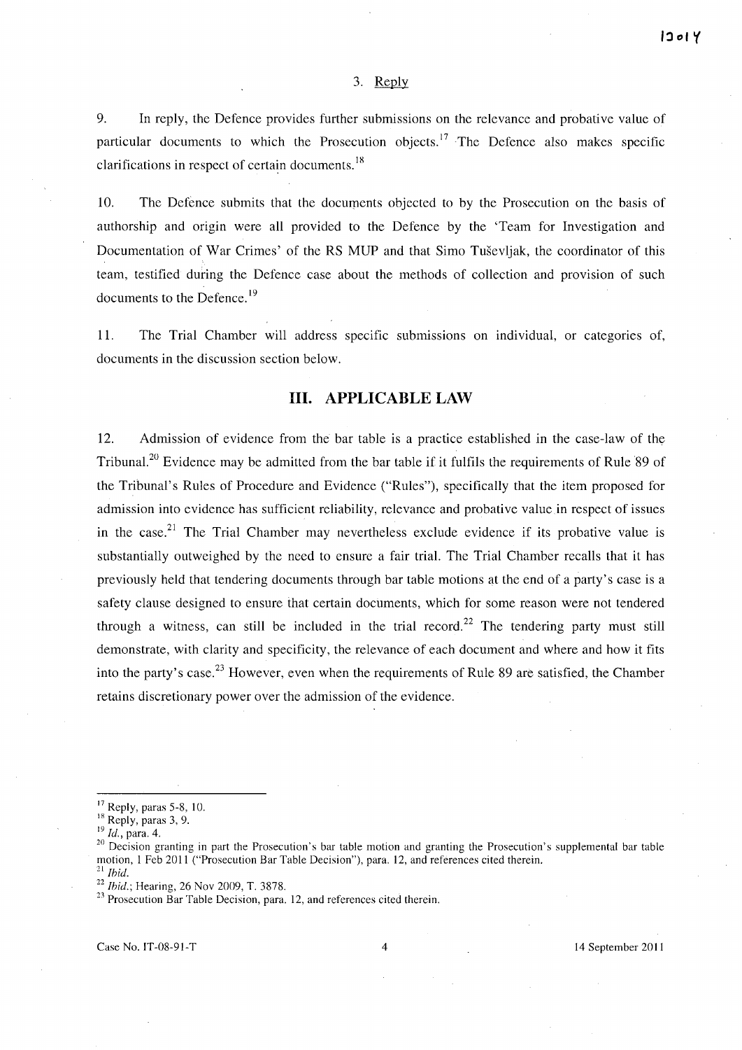### 3. Reply

9. In reply, the Defence provides further submissions on the relevance and probative value of particular documents to which the Prosecution objects.[17] The Defence also makes specific clarifications in respect of certain documents.[18]

10. The Defence submits that the documents objected to by the Prosecution on the basis of authorship and origin were all provided to the Defence by the 'Team for Investigation and Documentation of War Crimes' of the RS MUP and that Simo Tuševljak, the coordinator of this team, testified during the Defence case about the methods of collection and provision of such documents to the Defence.[19]

11. The Trial Chamber will address specific submissions on individual, or categories of, documents in the discussion section below.

## III. APPLICABLE LAW

12. Admission of evidence from the bar table is a practice established in the case-law of the Tribunal.[20] Evidence may be admitted from the bar table if it fulfils the requirements of Rule 89 of the Tribunal's Rules of Procedure and Evidence ("Rules"), specifically that the item proposed for admission into evidence has sufficient reliability, relevance and probative value in respect of issues in the case.[21] The Trial Chamber may nevertheless exclude evidence if its probative value is substantially outweighed by the need to ensure a fair trial. The Trial Chamber recalls that it has previously held that tendering documents through bar table motions at the end of a party's case is a safety clause designed to ensure that certain documents, which for some reason were not tendered through a witness, can still be included in the trial record.[22] The tendering party must still demonstrate, with clarity and specificity, the relevance of each document and where and how it fits into the party's case.[23] However, even when the requirements of Rule 89 are satisfied, the Chamber retains discretionary power over the admission of the evidence.

---

[17] Reply, paras 5-8, 10.

[18] Reply, paras 3, 9.

[19] *Id.*, para. 4.

[20] Decision granting in part the Prosecution's bar table motion and granting the Prosecution's supplemental bar table motion, 1 Feb 2011 ("Prosecution Bar Table Decision"), para. 12, and references cited therein.

[21] *Ibid.*

[22] *Ibid.*; Hearing, 26 Nov 2009, T. 3878.

[23] Prosecution Bar Table Decision, para. 12, and references cited therein.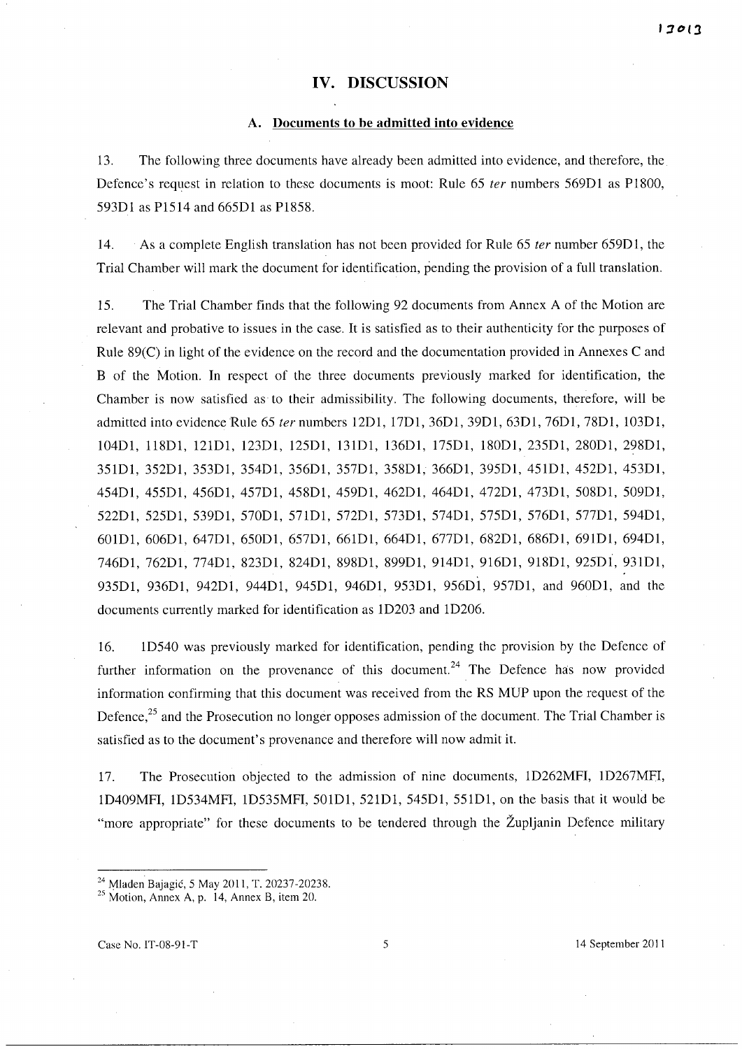## IV. DISCUSSION

### A. Documents to be admitted into evidence

13. The following three documents have already been admitted into evidence, and therefore, the Defence's request in relation to these documents is moot: Rule 65 *ter* numbers 569D1 as P1800, 593D1 as P1514 and 665D1 as P1858.

14. As a complete English translation has not been provided for Rule 65 *ter* number 659D1, the Trial Chamber will mark the document for identification, pending the provision of a full translation.

15. The Trial Chamber finds that the following 92 documents from Annex A of the Motion are relevant and probative to issues in the case. It is satisfied as to their authenticity for the purposes of Rule 89(C) in light of the evidence on the record and the documentation provided in Annexes C and B of the Motion. In respect of the three documents previously marked for identification, the Chamber is now satisfied as to their admissibility. The following documents, therefore, will be admitted into evidence Rule 65 *ter* numbers 12D1, 17D1, 36D1, 39D1, 63D1, 76D1, 78D1, 103D1, 104D1, 118D1, 121D1, 123D1, 125D1, 131D1, 136D1, 175D1, 180D1, 235D1, 280D1, 298D1, 351D1, 352D1, 353D1, 354D1, 356D1, 357D1, 358D1, 366D1, 395D1, 451D1, 452D1, 453D1, 454D1, 455D1, 456D1, 457D1, 458D1, 459D1, 462D1, 464D1, 472D1, 473D1, 508D1, 509D1, 522D1, 525D1, 539D1, 570D1, 571D1, 572D1, 573D1, 574D1, 575D1, 576D1, 577D1, 594D1, 601D1, 606D1, 647D1, 650D1, 657D1, 661D1, 664D1, 677D1, 682D1, 686D1, 691D1, 694D1, 746D1, 762D1, 774D1, 823D1, 824D1, 898D1, 899D1, 914D1, 916D1, 918D1, 925D1, 931D1, 935D1, 936D1, 942D1, 944D1, 945D1, 946D1, 953D1, 956D1, 957D1, and 960D1, and the documents currently marked for identification as 1D203 and 1D206.

16. 1D540 was previously marked for identification, pending the provision by the Defence of further information on the provenance of this document.[24] The Defence has now provided information confirming that this document was received from the RS MUP upon the request of the Defence,[25] and the Prosecution no longer opposes admission of the document. The Trial Chamber is satisfied as to the document's provenance and therefore will now admit it.

17. The Prosecution objected to the admission of nine documents, 1D262MFI, 1D267MFI, 1D409MFI, 1D534MFI, 1D535MFI, 501D1, 521D1, 545D1, 551D1, on the basis that it would be "more appropriate" for these documents to be tendered through the Župljanin Defence military

---

[24] Mladen Bajagić, 5 May 2011, T. 20237-20238.

[25] Motion, Annex A, p. 14, Annex B, item 20.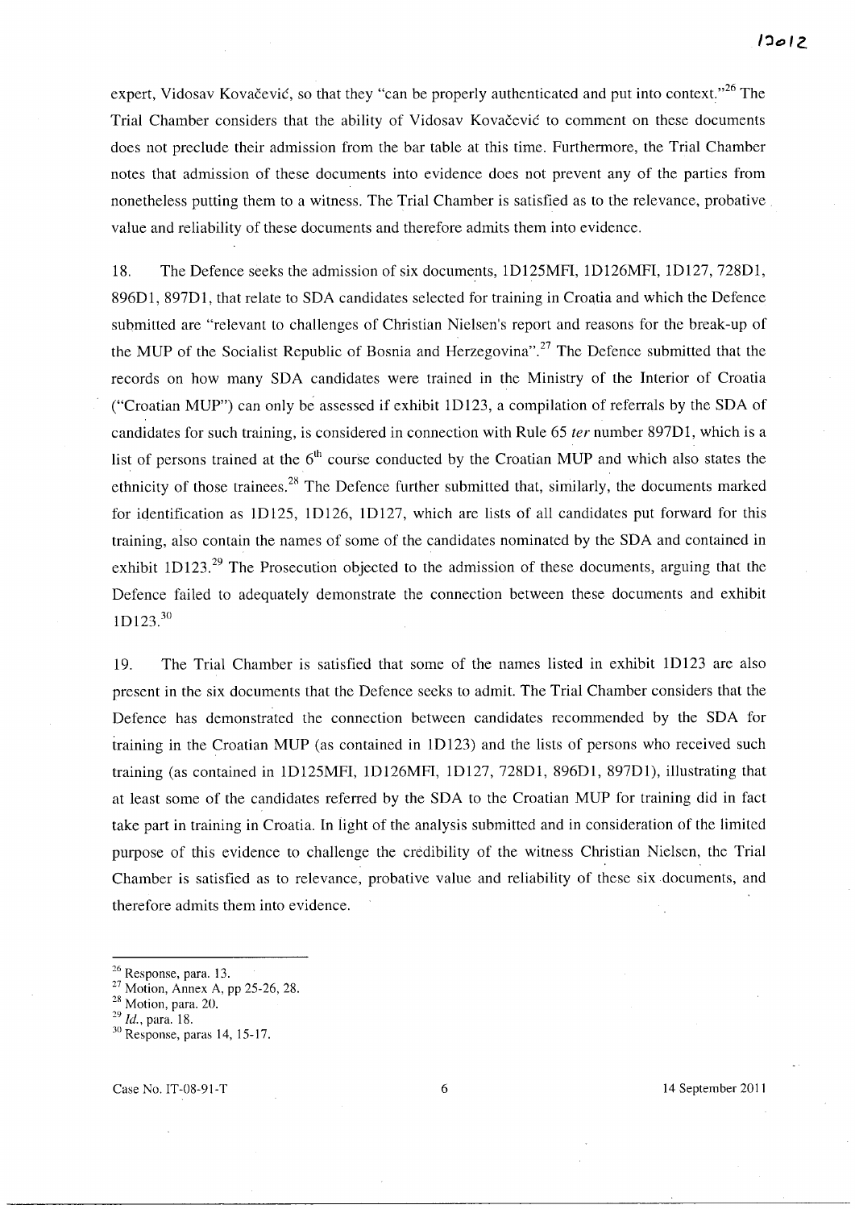expert, Vidosav Kovačević, so that they "can be properly authenticated and put into context."[26] The Trial Chamber considers that the ability of Vidosav Kovačević to comment on these documents does not preclude their admission from the bar table at this time. Furthermore, the Trial Chamber notes that admission of these documents into evidence does not prevent any of the parties from nonetheless putting them to a witness. The Trial Chamber is satisfied as to the relevance, probative value and reliability of these documents and therefore admits them into evidence.

18. The Defence seeks the admission of six documents, 1D125MFI, 1D126MFI, 1D127, 728D1, 896D1, 897D1, that relate to SDA candidates selected for training in Croatia and which the Defence submitted are "relevant to challenges of Christian Nielsen's report and reasons for the break-up of the MUP of the Socialist Republic of Bosnia and Herzegovina".[27] The Defence submitted that the records on how many SDA candidates were trained in the Ministry of the Interior of Croatia ("Croatian MUP") can only be assessed if exhibit 1D123, a compilation of referrals by the SDA of candidates for such training, is considered in connection with Rule 65 *ter* number 897D1, which is a list of persons trained at the 6[th] course conducted by the Croatian MUP and which also states the ethnicity of those trainees.[28] The Defence further submitted that, similarly, the documents marked for identification as 1D125, 1D126, 1D127, which are lists of all candidates put forward for this training, also contain the names of some of the candidates nominated by the SDA and contained in exhibit 1D123.[29] The Prosecution objected to the admission of these documents, arguing that the Defence failed to adequately demonstrate the connection between these documents and exhibit 1D123.[30]

19. The Trial Chamber is satisfied that some of the names listed in exhibit 1D123 are also present in the six documents that the Defence seeks to admit. The Trial Chamber considers that the Defence has demonstrated the connection between candidates recommended by the SDA for training in the Croatian MUP (as contained in 1D123) and the lists of persons who received such training (as contained in 1D125MFI, 1D126MFI, 1D127, 728D1, 896D1, 897D1), illustrating that at least some of the candidates referred by the SDA to the Croatian MUP for training did in fact take part in training in Croatia. In light of the analysis submitted and in consideration of the limited purpose of this evidence to challenge the credibility of the witness Christian Nielsen, the Trial Chamber is satisfied as to relevance, probative value and reliability of these six documents, and therefore admits them into evidence.

---

[26] Response, para. 13.

[27] Motion, Annex A, pp 25-26, 28.

[28] Motion, para. 20.

[29] *Id.*, para. 18.

[30] Response, paras 14, 15-17.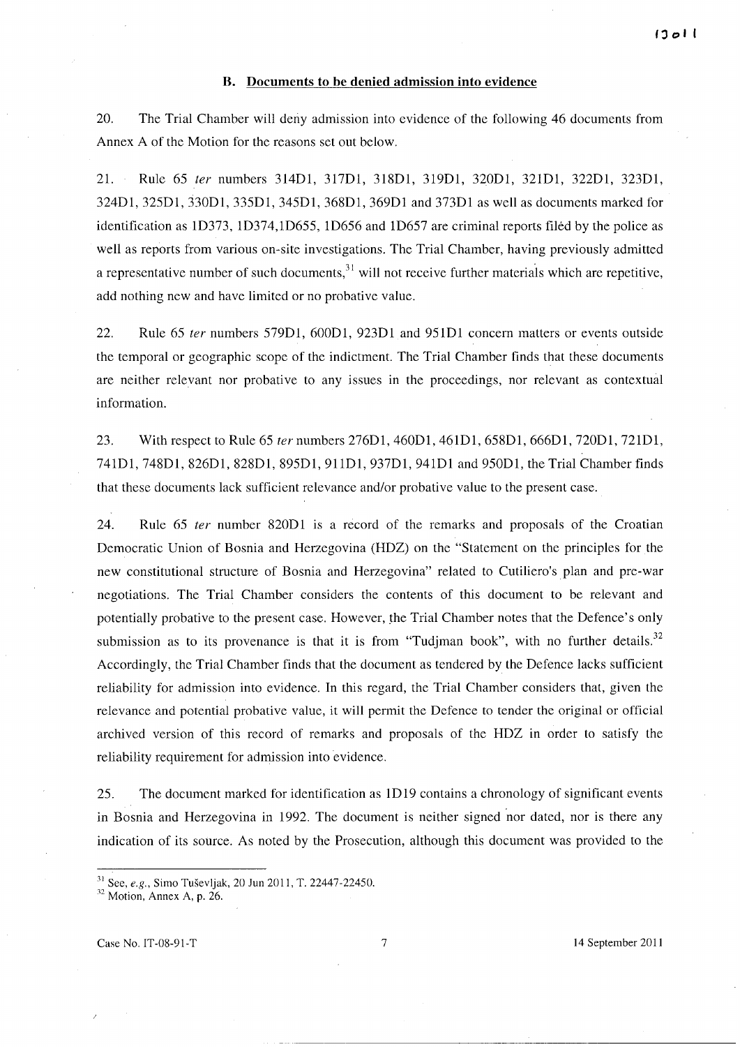### B. Documents to be denied admission into evidence

20. The Trial Chamber will deny admission into evidence of the following 46 documents from Annex A of the Motion for the reasons set out below.

21. Rule 65 *ter* numbers 314D1, 317D1, 318D1, 319D1, 320D1, 321D1, 322D1, 323D1, 324D1, 325D1, 330D1, 335D1, 345D1, 368D1, 369D1 and 373D1 as well as documents marked for identification as 1D373, 1D374,1D655, 1D656 and 1D657 are criminal reports filed by the police as well as reports from various on-site investigations. The Trial Chamber, having previously admitted a representative number of such documents,[31] will not receive further materials which are repetitive, add nothing new and have limited or no probative value.

22. Rule 65 *ter* numbers 579D1, 600D1, 923D1 and 951D1 concern matters or events outside the temporal or geographic scope of the indictment. The Trial Chamber finds that these documents are neither relevant nor probative to any issues in the proceedings, nor relevant as contextual information.

23. With respect to Rule 65 *ter* numbers 276D1, 460D1, 461D1, 658D1, 666D1, 720D1, 721D1, 741D1, 748D1, 826D1, 828D1, 895D1, 911D1, 937D1, 941D1 and 950D1, the Trial Chamber finds that these documents lack sufficient relevance and/or probative value to the present case.

24. Rule 65 *ter* number 820D1 is a record of the remarks and proposals of the Croatian Democratic Union of Bosnia and Herzegovina (HDZ) on the "Statement on the principles for the new constitutional structure of Bosnia and Herzegovina" related to Cutiliero's plan and pre-war negotiations. The Trial Chamber considers the contents of this document to be relevant and potentially probative to the present case. However, the Trial Chamber notes that the Defence's only submission as to its provenance is that it is from "Tudjman book", with no further details.[32] Accordingly, the Trial Chamber finds that the document as tendered by the Defence lacks sufficient reliability for admission into evidence. In this regard, the Trial Chamber considers that, given the relevance and potential probative value, it will permit the Defence to tender the original or official archived version of this record of remarks and proposals of the HDZ in order to satisfy the reliability requirement for admission into evidence.

25. The document marked for identification as 1D19 contains a chronology of significant events in Bosnia and Herzegovina in 1992. The document is neither signed nor dated, nor is there any indication of its source. As noted by the Prosecution, although this document was provided to the

---

[31] See, *e.g.*, Simo Tuševljak, 20 Jun 2011, T. 22447-22450.

[32] Motion, Annex A, p. 26.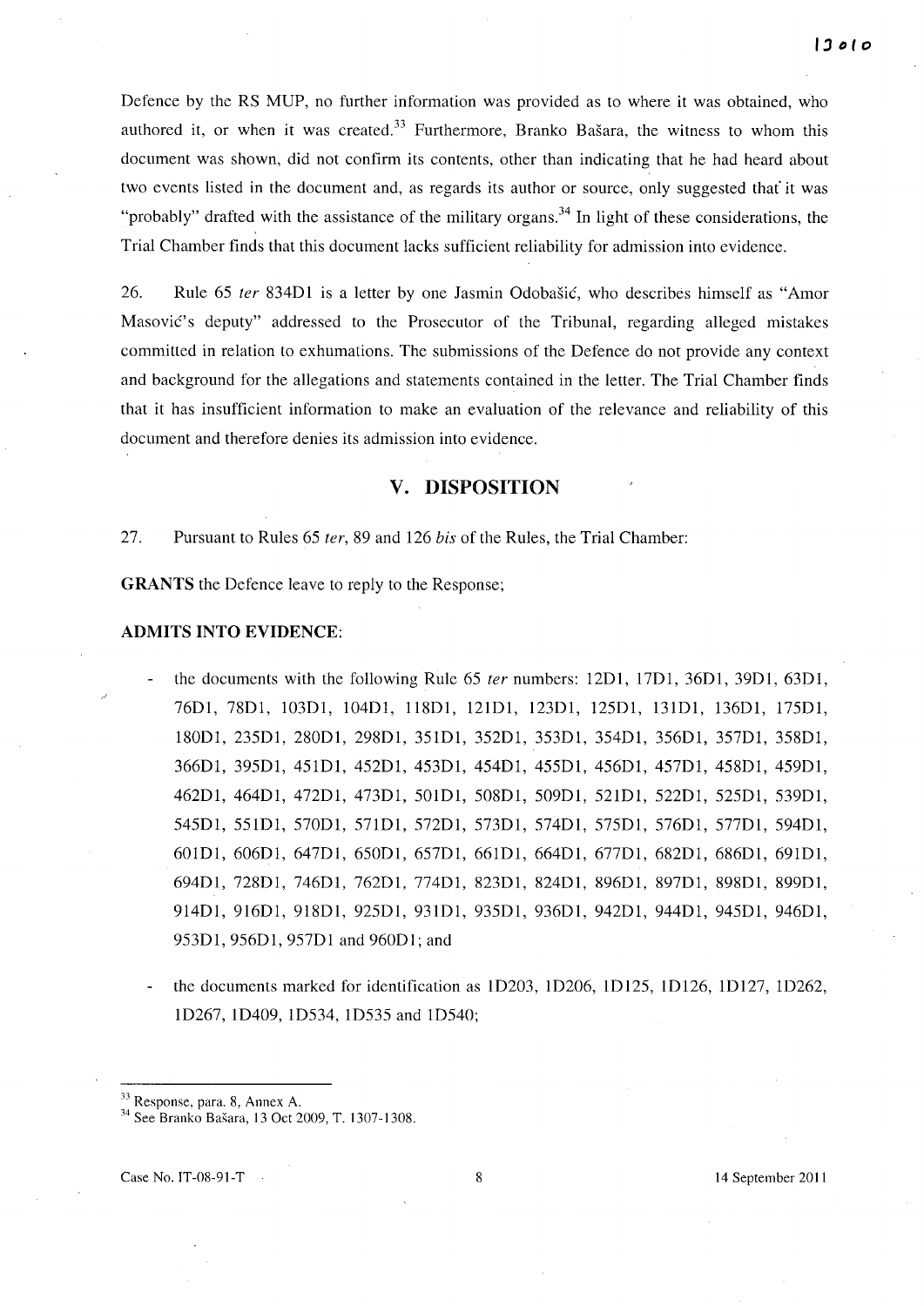Defence by the RS MUP, no further information was provided as to where it was obtained, who authored it, or when it was created.[33] Furthermore, Branko Bašara, the witness to whom this document was shown, did not confirm its contents, other than indicating that he had heard about two events listed in the document and, as regards its author or source, only suggested that it was "probably" drafted with the assistance of the military organs.[34] In light of these considerations, the Trial Chamber finds that this document lacks sufficient reliability for admission into evidence.

26. Rule 65 *ter* 834D1 is a letter by one Jasmin Odobašić, who describes himself as "Amor Masović's deputy" addressed to the Prosecutor of the Tribunal, regarding alleged mistakes committed in relation to exhumations. The submissions of the Defence do not provide any context and background for the allegations and statements contained in the letter. The Trial Chamber finds that it has insufficient information to make an evaluation of the relevance and reliability of this document and therefore denies its admission into evidence.

## V. DISPOSITION

27. Pursuant to Rules 65 *ter*, 89 and 126 *bis* of the Rules, the Trial Chamber:

**GRANTS** the Defence leave to reply to the Response;

**ADMITS INTO EVIDENCE**:

- the documents with the following Rule 65 *ter* numbers: 12D1, 17D1, 36D1, 39D1, 63D1, 76D1, 78D1, 103D1, 104D1, 118D1, 121D1, 123D1, 125D1, 131D1, 136D1, 175D1, 180D1, 235D1, 280D1, 298D1, 351D1, 352D1, 353D1, 354D1, 356D1, 357D1, 358D1, 366D1, 395D1, 451D1, 452D1, 453D1, 454D1, 455D1, 456D1, 457D1, 458D1, 459D1, 462D1, 464D1, 472D1, 473D1, 501D1, 508D1, 509D1, 521D1, 522D1, 525D1, 539D1, 545D1, 551D1, 570D1, 571D1, 572D1, 573D1, 574D1, 575D1, 576D1, 577D1, 594D1, 601D1, 606D1, 647D1, 650D1, 657D1, 661D1, 664D1, 677D1, 682D1, 686D1, 691D1, 694D1, 728D1, 746D1, 762D1, 774D1, 823D1, 824D1, 896D1, 897D1, 898D1, 899D1, 914D1, 916D1, 918D1, 925D1, 931D1, 935D1, 936D1, 942D1, 944D1, 945D1, 946D1, 953D1, 956D1, 957D1 and 960D1; and
- the documents marked for identification as 1D203, 1D206, 1D125, 1D126, 1D127, 1D262, 1D267, 1D409, 1D534, 1D535 and 1D540;

---

[33] Response, para. 8, Annex A.

[34] See Branko Bašara, 13 Oct 2009, T. 1307-1308.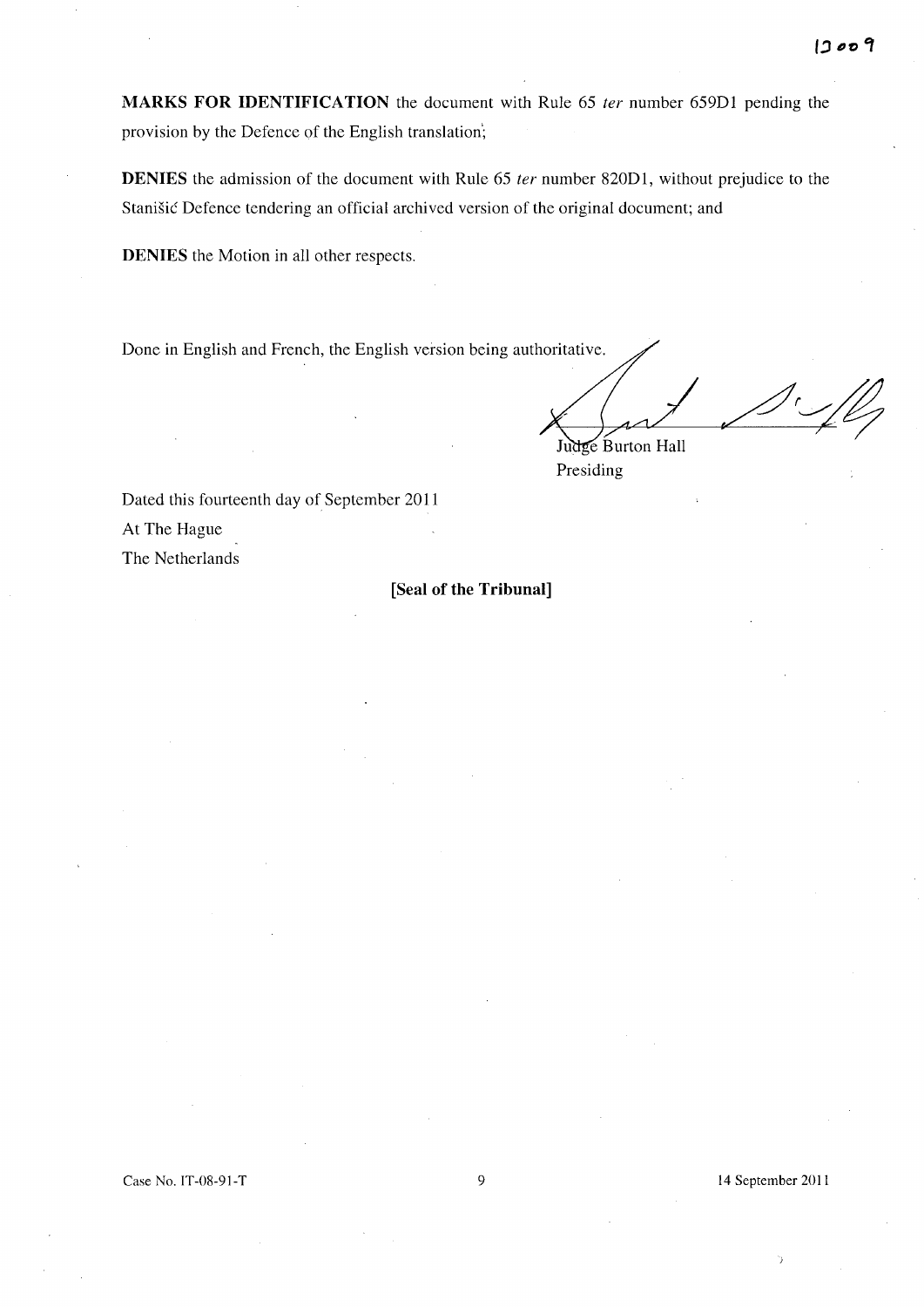**MARKS FOR IDENTIFICATION** the document with Rule 65 *ter* number 659D1 pending the provision by the Defence of the English translation;

**DENIES** the admission of the document with Rule 65 *ter* number 820D1, without prejudice to the Stanišić Defence tendering an official archived version of the original document; and

**DENIES** the Motion in all other respects.

Done in English and French, the English version being authoritative.

Judge Burton Hall
Presiding

Dated this fourteenth day of September 2011
At The Hague
The Netherlands

**[Seal of the Tribunal]**